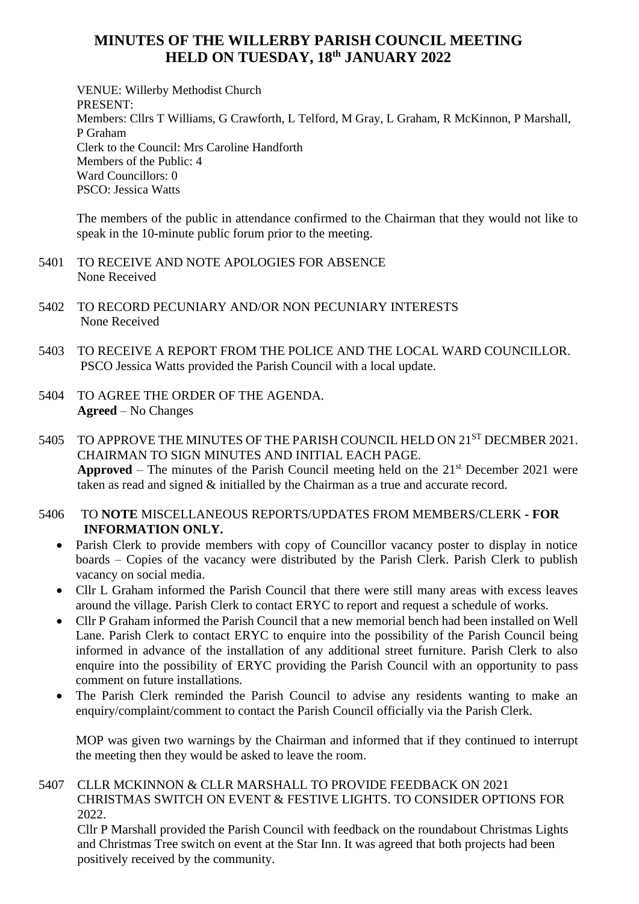# MINUTES OF THE WILLERBY PARISH COUNCIL MEETING HELD ON TUESDAY, 18th JANUARY 2022

VENUE: Willerby Methodist Church
PRESENT:
Members: Cllrs T Williams, G Crawforth, L Telford, M Gray, L Graham, R McKinnon, P Marshall, P Graham
Clerk to the Council: Mrs Caroline Handforth
Members of the Public: 4
Ward Councillors: 0
PSCO: Jessica Watts

The members of the public in attendance confirmed to the Chairman that they would not like to speak in the 10-minute public forum prior to the meeting.

5401 TO RECEIVE AND NOTE APOLOGIES FOR ABSENCE
None Received

5402 TO RECORD PECUNIARY AND/OR NON PECUNIARY INTERESTS
None Received

5403 TO RECEIVE A REPORT FROM THE POLICE AND THE LOCAL WARD COUNCILLOR.
PSCO Jessica Watts provided the Parish Council with a local update.

5404 TO AGREE THE ORDER OF THE AGENDA.
**Agreed** – No Changes

5405 TO APPROVE THE MINUTES OF THE PARISH COUNCIL HELD ON 21ST DECMBER 2021. CHAIRMAN TO SIGN MINUTES AND INITIAL EACH PAGE.
**Approved** – The minutes of the Parish Council meeting held on the 21st December 2021 were taken as read and signed & initialled by the Chairman as a true and accurate record.

5406 TO **NOTE** MISCELLANEOUS REPORTS/UPDATES FROM MEMBERS/CLERK **- FOR INFORMATION ONLY.**

- Parish Clerk to provide members with copy of Councillor vacancy poster to display in notice boards – Copies of the vacancy were distributed by the Parish Clerk. Parish Clerk to publish vacancy on social media.
- Cllr L Graham informed the Parish Council that there were still many areas with excess leaves around the village. Parish Clerk to contact ERYC to report and request a schedule of works.
- Cllr P Graham informed the Parish Council that a new memorial bench had been installed on Well Lane. Parish Clerk to contact ERYC to enquire into the possibility of the Parish Council being informed in advance of the installation of any additional street furniture. Parish Clerk to also enquire into the possibility of ERYC providing the Parish Council with an opportunity to pass comment on future installations.
- The Parish Clerk reminded the Parish Council to advise any residents wanting to make an enquiry/complaint/comment to contact the Parish Council officially via the Parish Clerk.

MOP was given two warnings by the Chairman and informed that if they continued to interrupt the meeting then they would be asked to leave the room.

5407 CLLR MCKINNON & CLLR MARSHALL TO PROVIDE FEEDBACK ON 2021 CHRISTMAS SWITCH ON EVENT & FESTIVE LIGHTS. TO CONSIDER OPTIONS FOR 2022.
Cllr P Marshall provided the Parish Council with feedback on the roundabout Christmas Lights and Christmas Tree switch on event at the Star Inn. It was agreed that both projects had been positively received by the community.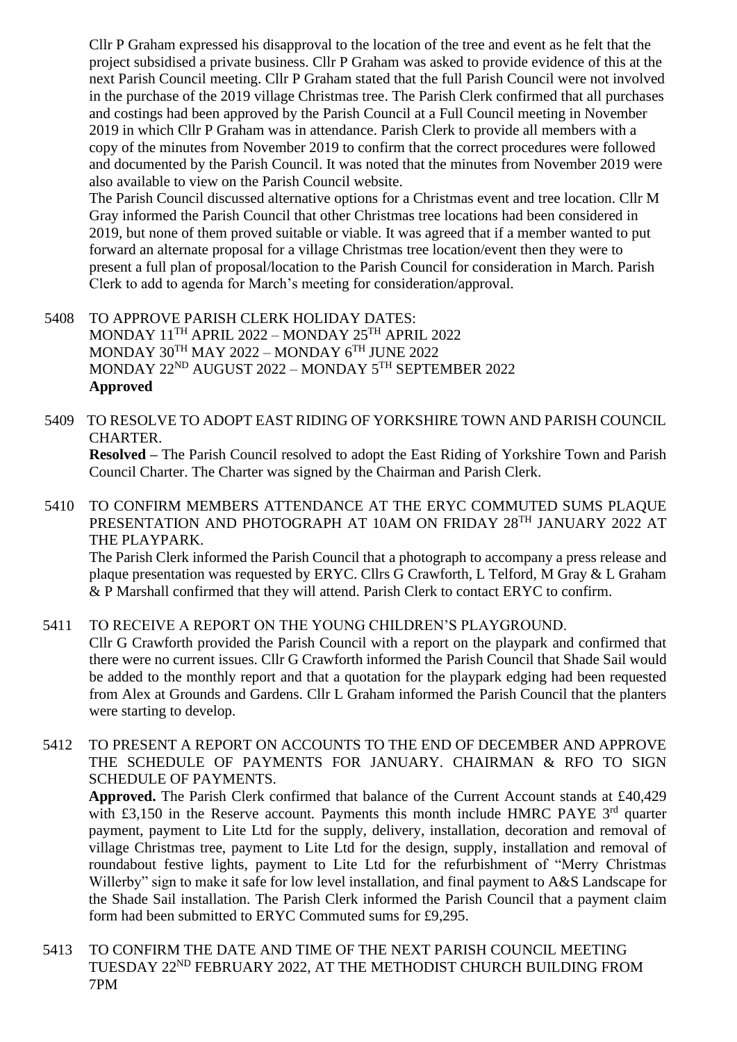Cllr P Graham expressed his disapproval to the location of the tree and event as he felt that the project subsidised a private business. Cllr P Graham was asked to provide evidence of this at the next Parish Council meeting. Cllr P Graham stated that the full Parish Council were not involved in the purchase of the 2019 village Christmas tree. The Parish Clerk confirmed that all purchases and costings had been approved by the Parish Council at a Full Council meeting in November 2019 in which Cllr P Graham was in attendance. Parish Clerk to provide all members with a copy of the minutes from November 2019 to confirm that the correct procedures were followed and documented by the Parish Council. It was noted that the minutes from November 2019 were also available to view on the Parish Council website.

The Parish Council discussed alternative options for a Christmas event and tree location. Cllr M Gray informed the Parish Council that other Christmas tree locations had been considered in 2019, but none of them proved suitable or viable. It was agreed that if a member wanted to put forward an alternate proposal for a village Christmas tree location/event then they were to present a full plan of proposal/location to the Parish Council for consideration in March. Parish Clerk to add to agenda for March's meeting for consideration/approval.

5408 TO APPROVE PARISH CLERK HOLIDAY DATES:
MONDAY 11TH APRIL 2022 – MONDAY 25TH APRIL 2022
MONDAY 30TH MAY 2022 – MONDAY 6TH JUNE 2022
MONDAY 22ND AUGUST 2022 – MONDAY 5TH SEPTEMBER 2022
**Approved**

5409 TO RESOLVE TO ADOPT EAST RIDING OF YORKSHIRE TOWN AND PARISH COUNCIL CHARTER.
**Resolved –** The Parish Council resolved to adopt the East Riding of Yorkshire Town and Parish Council Charter. The Charter was signed by the Chairman and Parish Clerk.

5410 TO CONFIRM MEMBERS ATTENDANCE AT THE ERYC COMMUTED SUMS PLAQUE PRESENTATION AND PHOTOGRAPH AT 10AM ON FRIDAY 28TH JANUARY 2022 AT THE PLAYPARK.
The Parish Clerk informed the Parish Council that a photograph to accompany a press release and plaque presentation was requested by ERYC. Cllrs G Crawforth, L Telford, M Gray & L Graham & P Marshall confirmed that they will attend. Parish Clerk to contact ERYC to confirm.

5411 TO RECEIVE A REPORT ON THE YOUNG CHILDREN'S PLAYGROUND.
Cllr G Crawforth provided the Parish Council with a report on the playpark and confirmed that there were no current issues. Cllr G Crawforth informed the Parish Council that Shade Sail would be added to the monthly report and that a quotation for the playpark edging had been requested from Alex at Grounds and Gardens. Cllr L Graham informed the Parish Council that the planters were starting to develop.

5412 TO PRESENT A REPORT ON ACCOUNTS TO THE END OF DECEMBER AND APPROVE THE SCHEDULE OF PAYMENTS FOR JANUARY. CHAIRMAN & RFO TO SIGN SCHEDULE OF PAYMENTS.
**Approved.** The Parish Clerk confirmed that balance of the Current Account stands at £40,429 with £3,150 in the Reserve account. Payments this month include HMRC PAYE 3rd quarter payment, payment to Lite Ltd for the supply, delivery, installation, decoration and removal of village Christmas tree, payment to Lite Ltd for the design, supply, installation and removal of roundabout festive lights, payment to Lite Ltd for the refurbishment of "Merry Christmas Willerby" sign to make it safe for low level installation, and final payment to A&S Landscape for the Shade Sail installation. The Parish Clerk informed the Parish Council that a payment claim form had been submitted to ERYC Commuted sums for £9,295.

5413 TO CONFIRM THE DATE AND TIME OF THE NEXT PARISH COUNCIL MEETING
TUESDAY 22ND FEBRUARY 2022, AT THE METHODIST CHURCH BUILDING FROM 7PM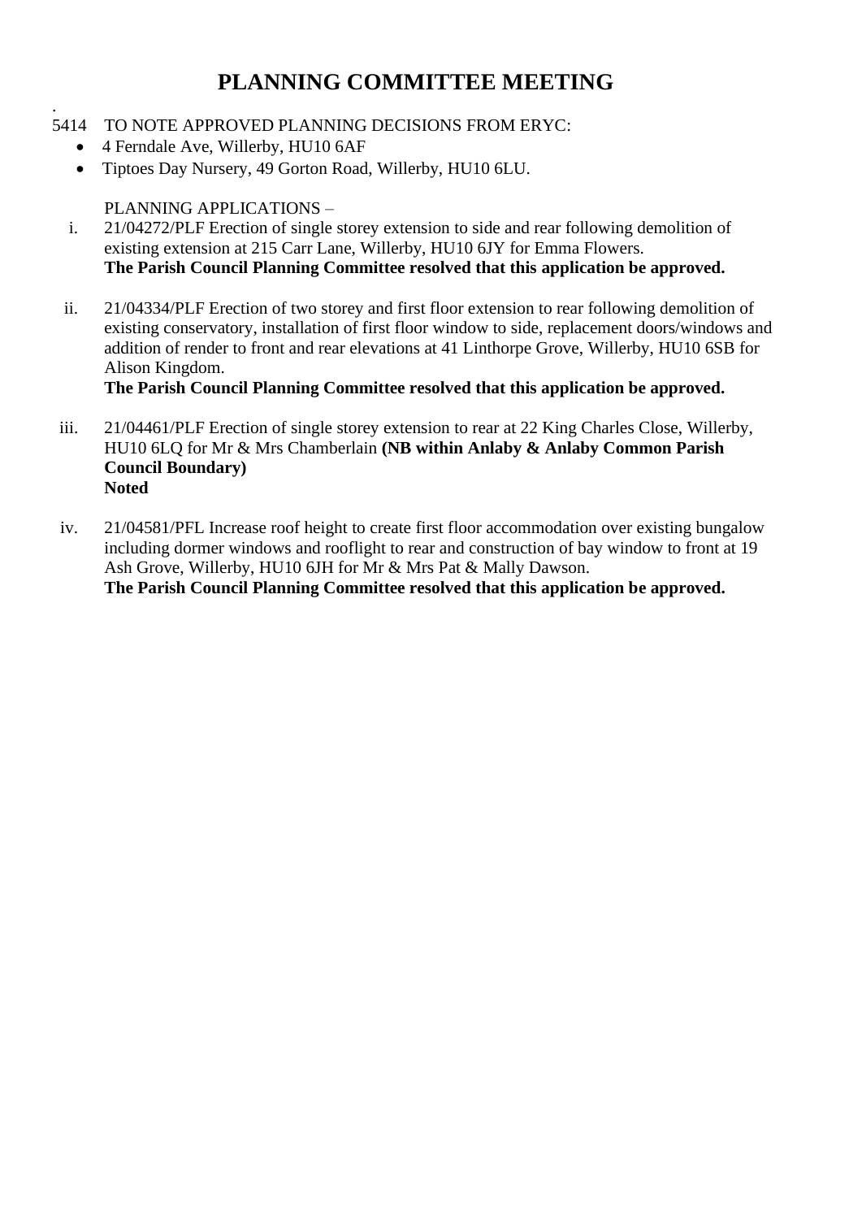# PLANNING COMMITTEE MEETING

.
5414 TO NOTE APPROVED PLANNING DECISIONS FROM ERYC:

- 4 Ferndale Ave, Willerby, HU10 6AF
- Tiptoes Day Nursery, 49 Gorton Road, Willerby, HU10 6LU.

PLANNING APPLICATIONS –

i. 21/04272/PLF Erection of single storey extension to side and rear following demolition of existing extension at 215 Carr Lane, Willerby, HU10 6JY for Emma Flowers.
**The Parish Council Planning Committee resolved that this application be approved.**

ii. 21/04334/PLF Erection of two storey and first floor extension to rear following demolition of existing conservatory, installation of first floor window to side, replacement doors/windows and addition of render to front and rear elevations at 41 Linthorpe Grove, Willerby, HU10 6SB for Alison Kingdom.
**The Parish Council Planning Committee resolved that this application be approved.**

iii. 21/04461/PLF Erection of single storey extension to rear at 22 King Charles Close, Willerby, HU10 6LQ for Mr & Mrs Chamberlain **(NB within Anlaby & Anlaby Common Parish Council Boundary)**
**Noted**

iv. 21/04581/PFL Increase roof height to create first floor accommodation over existing bungalow including dormer windows and rooflight to rear and construction of bay window to front at 19 Ash Grove, Willerby, HU10 6JH for Mr & Mrs Pat & Mally Dawson.
**The Parish Council Planning Committee resolved that this application be approved.**